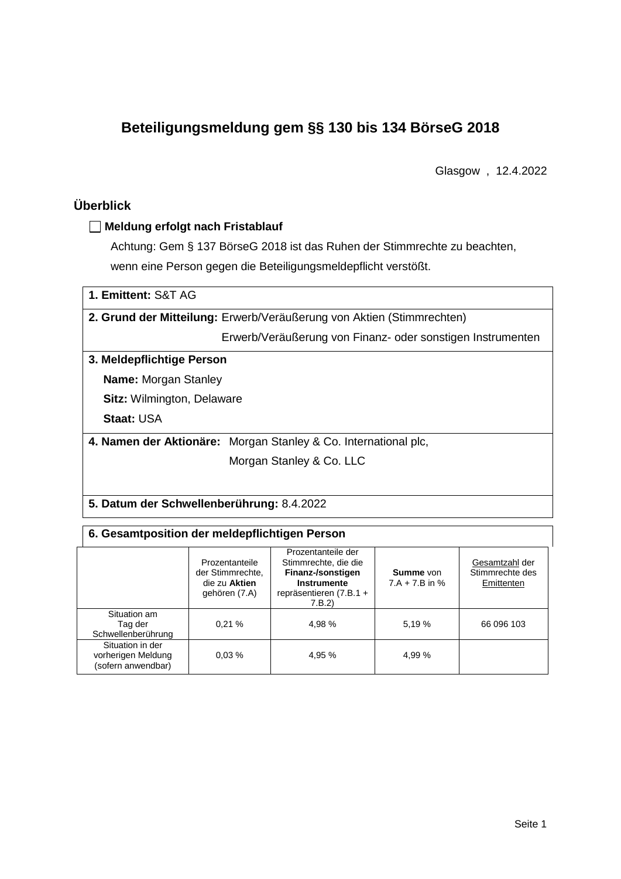# Beteiligungsmeldung gem §§ 130 bis 134 BörseG 2018

Glasgow , 12.4.2022

## Überblick

☐ **Meldung erfolgt nach Fristablauf**

Achtung: Gem § 137 BörseG 2018 ist das Ruhen der Stimmrechte zu beachten, wenn eine Person gegen die Beteiligungsmeldepflicht verstößt.

**1. Emittent:** S&T AG

**2. Grund der Mitteilung:** Erwerb/Veräußerung von Aktien (Stimmrechten)
Erwerb/Veräußerung von Finanz- oder sonstigen Instrumenten

**3. Meldepflichtige Person**

**Name:** Morgan Stanley

**Sitz:** Wilmington, Delaware

**Staat:** USA

**4. Namen der Aktionäre:** Morgan Stanley & Co. International plc,
Morgan Stanley & Co. LLC

**5. Datum der Schwellenberührung:** 8.4.2022

**6. Gesamtposition der meldepflichtigen Person**

| | Prozentanteile der Stimmrechte, die zu **Aktien** gehören (7.A) | Prozentanteile der Stimmrechte, die die **Finanz-/sonstigen Instrumente** repräsentieren (7.B.1 + 7.B.2) | **Summe** von 7.A + 7.B in % | Gesamtzahl der Stimmrechte des Emittenten |
|---|---|---|---|---|
| Situation am Tag der Schwellenberührung | 0,21 % | 4,98 % | 5,19 % | 66 096 103 |
| Situation in der vorherigen Meldung (sofern anwendbar) | 0,03 % | 4,95 % | 4,99 % | |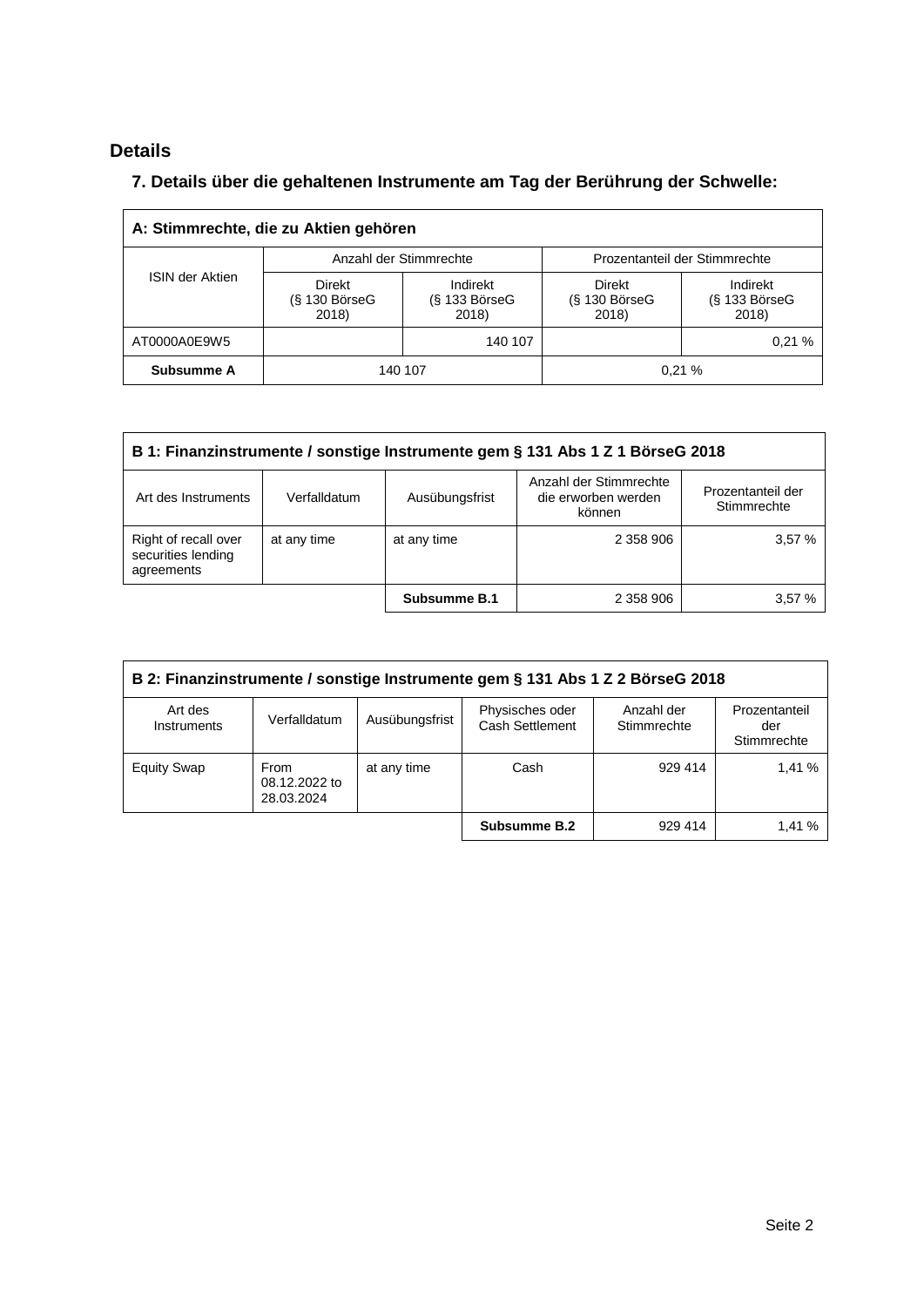## Details

### 7. Details über die gehaltenen Instrumente am Tag der Berührung der Schwelle:

| A: Stimmrechte, die zu Aktien gehören | | | | |
|---|---|---|---|---|
| ISIN der Aktien | Anzahl der Stimmrechte | | Prozentanteil der Stimmrechte | |
| | Direkt (§ 130 BörseG 2018) | Indirekt (§ 133 BörseG 2018) | Direkt (§ 130 BörseG 2018) | Indirekt (§ 133 BörseG 2018) |
| AT0000A0E9W5 | | 140 107 | | 0,21 % |
| **Subsumme A** | 140 107 | | 0,21 % | |

| B 1: Finanzinstrumente / sonstige Instrumente gem § 131 Abs 1 Z 1 BörseG 2018 | | | | |
|---|---|---|---|---|
| Art des Instruments | Verfalldatum | Ausübungsfrist | Anzahl der Stimmrechte die erworben werden können | Prozentanteil der Stimmrechte |
| Right of recall over securities lending agreements | at any time | at any time | 2 358 906 | 3,57 % |
| | | **Subsumme B.1** | 2 358 906 | 3,57 % |

| B 2: Finanzinstrumente / sonstige Instrumente gem § 131 Abs 1 Z 2 BörseG 2018 | | | | | |
|---|---|---|---|---|---|
| Art des Instruments | Verfalldatum | Ausübungsfrist | Physisches oder Cash Settlement | Anzahl der Stimmrechte | Prozentanteil der Stimmrechte |
| Equity Swap | From 08.12.2022 to 28.03.2024 | at any time | Cash | 929 414 | 1,41 % |
| | | | **Subsumme B.2** | 929 414 | 1,41 % |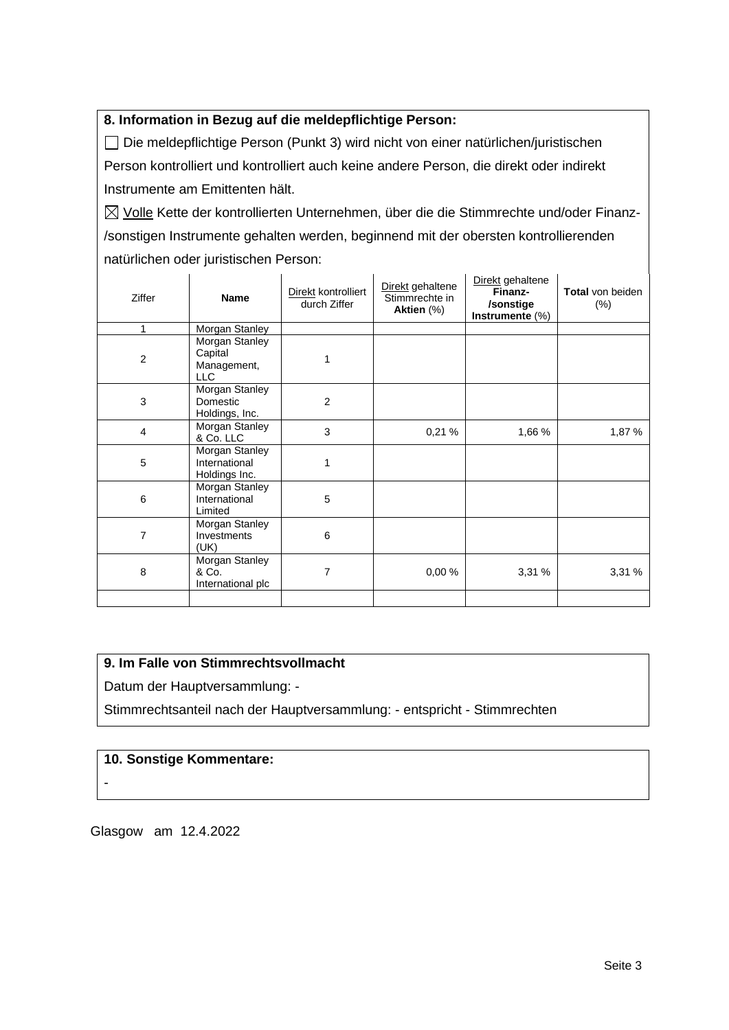**8. Information in Bezug auf die meldepflichtige Person:**

☐ Die meldepflichtige Person (Punkt 3) wird nicht von einer natürlichen/juristischen Person kontrolliert und kontrolliert auch keine andere Person, die direkt oder indirekt Instrumente am Emittenten hält.

☒ Volle Kette der kontrollierten Unternehmen, über die die Stimmrechte und/oder Finanz-/sonstigen Instrumente gehalten werden, beginnend mit der obersten kontrollierenden natürlichen oder juristischen Person:

| Ziffer | Name | Direkt kontrolliert durch Ziffer | Direkt gehaltene Stimmrechte in **Aktien** (%) | Direkt gehaltene **Finanz-/sonstige Instrumente** (%) | **Total** von beiden (%) |
|---|---|---|---|---|---|
| 1 | Morgan Stanley | | | | |
| 2 | Morgan Stanley Capital Management, LLC | 1 | | | |
| 3 | Morgan Stanley Domestic Holdings, Inc. | 2 | | | |
| 4 | Morgan Stanley & Co. LLC | 3 | 0,21 % | 1,66 % | 1,87 % |
| 5 | Morgan Stanley International Holdings Inc. | 1 | | | |
| 6 | Morgan Stanley International Limited | 5 | | | |
| 7 | Morgan Stanley Investments (UK) | 6 | | | |
| 8 | Morgan Stanley & Co. International plc | 7 | 0,00 % | 3,31 % | 3,31 % |
| | | | | | |

**9. Im Falle von Stimmrechtsvollmacht**

Datum der Hauptversammlung: -

Stimmrechtsanteil nach der Hauptversammlung: - entspricht - Stimmrechten

**10. Sonstige Kommentare:**

-

Glasgow am 12.4.2022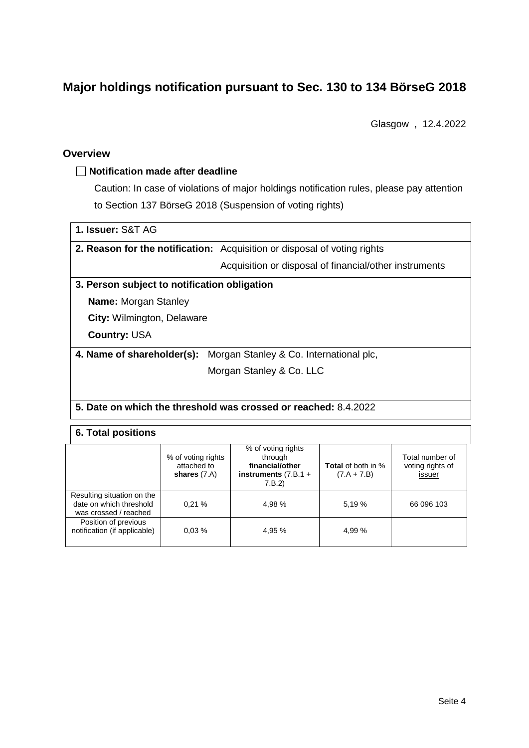# Major holdings notification pursuant to Sec. 130 to 134 BörseG 2018

Glasgow , 12.4.2022

## Overview

☐ **Notification made after deadline**

Caution: In case of violations of major holdings notification rules, please pay attention to Section 137 BörseG 2018 (Suspension of voting rights)

**1. Issuer:** S&T AG

**2. Reason for the notification:** Acquisition or disposal of voting rights
Acquisition or disposal of financial/other instruments

**3. Person subject to notification obligation**

**Name:** Morgan Stanley

**City:** Wilmington, Delaware

**Country:** USA

**4. Name of shareholder(s):** Morgan Stanley & Co. International plc, Morgan Stanley & Co. LLC

**5. Date on which the threshold was crossed or reached:** 8.4.2022

**6. Total positions**

| | % of voting rights attached to **shares** (7.A) | % of voting rights through **financial/other instruments** (7.B.1 + 7.B.2) | **Total** of both in % (7.A + 7.B) | Total number of voting rights of issuer |
|---|---|---|---|---|
| Resulting situation on the date on which threshold was crossed / reached | 0,21 % | 4,98 % | 5,19 % | 66 096 103 |
| Position of previous notification (if applicable) | 0,03 % | 4,95 % | 4,99 % | |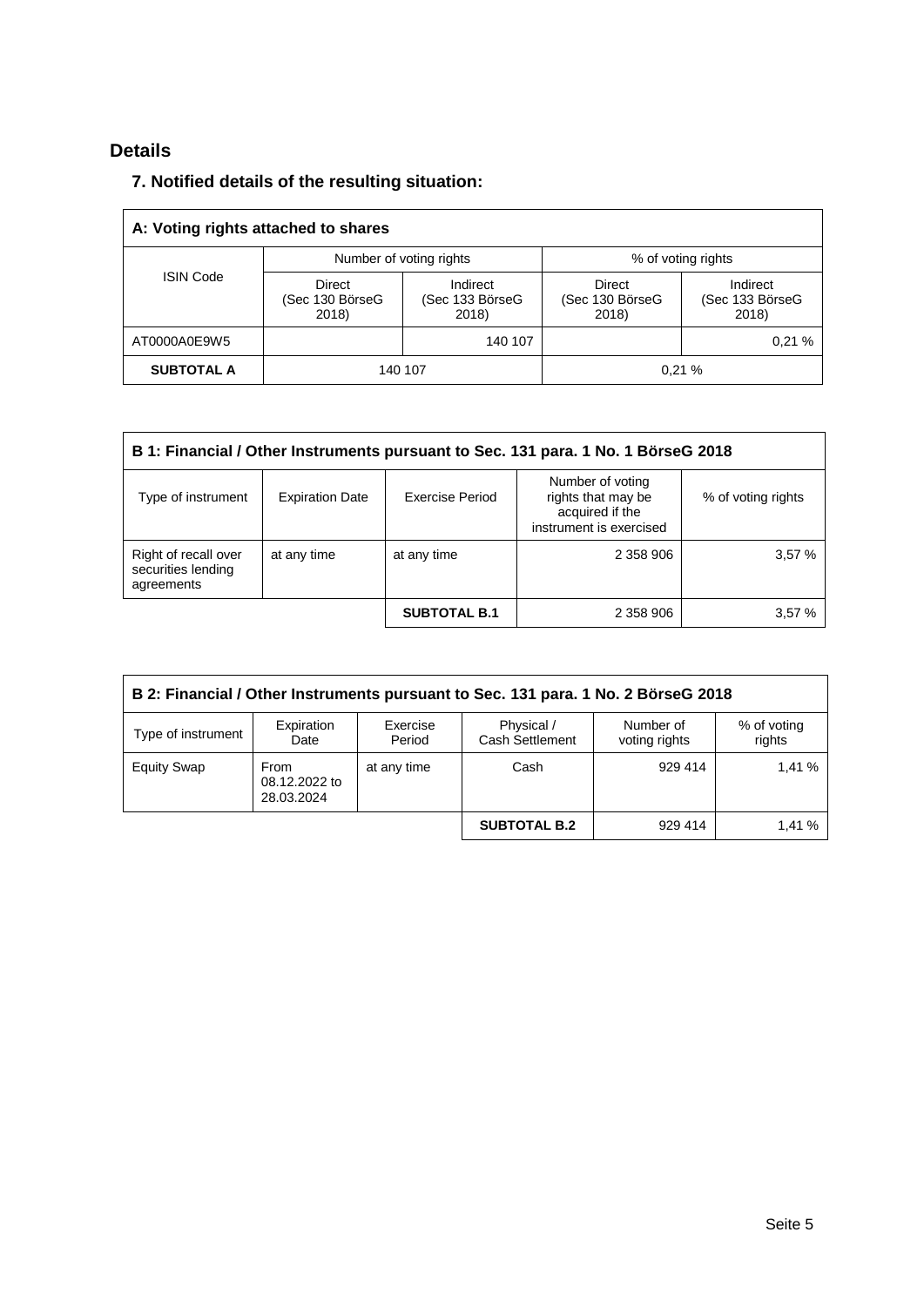## Details

### 7. Notified details of the resulting situation:

| A: Voting rights attached to shares | | | | |
|---|---|---|---|---|
| ISIN Code | Number of voting rights | | % of voting rights | |
| | Direct (Sec 130 BörseG 2018) | Indirect (Sec 133 BörseG 2018) | Direct (Sec 130 BörseG 2018) | Indirect (Sec 133 BörseG 2018) |
| AT0000A0E9W5 | | 140 107 | | 0,21 % |
| **SUBTOTAL A** | 140 107 | | 0,21 % | |

| B 1: Financial / Other Instruments pursuant to Sec. 131 para. 1 No. 1 BörseG 2018 | | | | |
|---|---|---|---|---|
| Type of instrument | Expiration Date | Exercise Period | Number of voting rights that may be acquired if the instrument is exercised | % of voting rights |
| Right of recall over securities lending agreements | at any time | at any time | 2 358 906 | 3,57 % |
| | | **SUBTOTAL B.1** | 2 358 906 | 3,57 % |

| B 2: Financial / Other Instruments pursuant to Sec. 131 para. 1 No. 2 BörseG 2018 | | | | | |
|---|---|---|---|---|---|
| Type of instrument | Expiration Date | Exercise Period | Physical / Cash Settlement | Number of voting rights | % of voting rights |
| Equity Swap | From 08.12.2022 to 28.03.2024 | at any time | Cash | 929 414 | 1,41 % |
| | | | **SUBTOTAL B.2** | 929 414 | 1,41 % |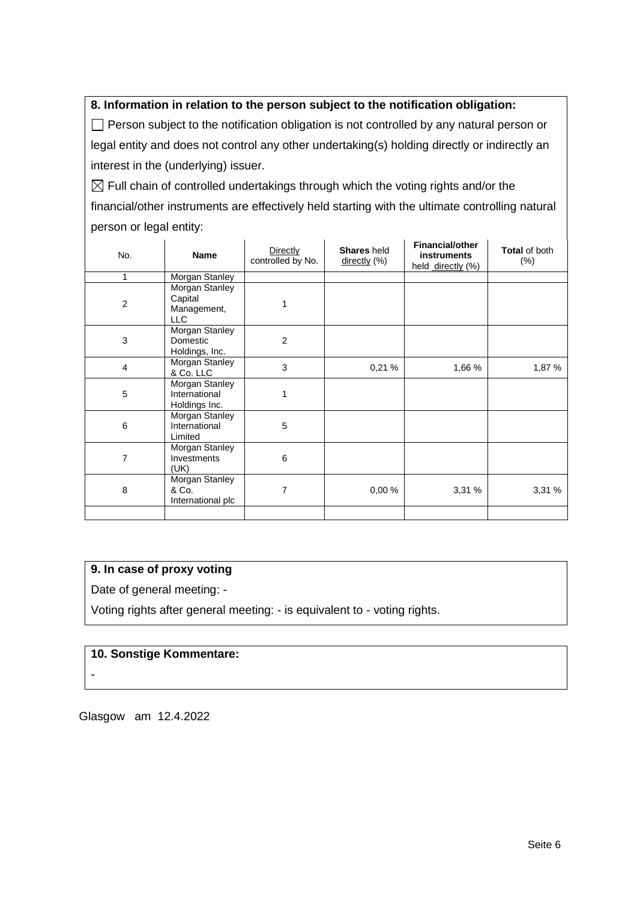**8. Information in relation to the person subject to the notification obligation:**

☐ Person subject to the notification obligation is not controlled by any natural person or legal entity and does not control any other undertaking(s) holding directly or indirectly an interest in the (underlying) issuer.

☒ Full chain of controlled undertakings through which the voting rights and/or the financial/other instruments are effectively held starting with the ultimate controlling natural person or legal entity:

| No. | Name | Directly controlled by No. | **Shares** held directly (%) | **Financial/other instruments** held directly (%) | **Total** of both (%) |
|---|---|---|---|---|---|
| 1 | Morgan Stanley | | | | |
| 2 | Morgan Stanley Capital Management, LLC | 1 | | | |
| 3 | Morgan Stanley Domestic Holdings, Inc. | 2 | | | |
| 4 | Morgan Stanley & Co. LLC | 3 | 0,21 % | 1,66 % | 1,87 % |
| 5 | Morgan Stanley International Holdings Inc. | 1 | | | |
| 6 | Morgan Stanley International Limited | 5 | | | |
| 7 | Morgan Stanley Investments (UK) | 6 | | | |
| 8 | Morgan Stanley & Co. International plc | 7 | 0,00 % | 3,31 % | 3,31 % |
| | | | | | |

**9. In case of proxy voting**

Date of general meeting: -

Voting rights after general meeting: - is equivalent to - voting rights.

**10. Sonstige Kommentare:**

-

Glasgow am 12.4.2022